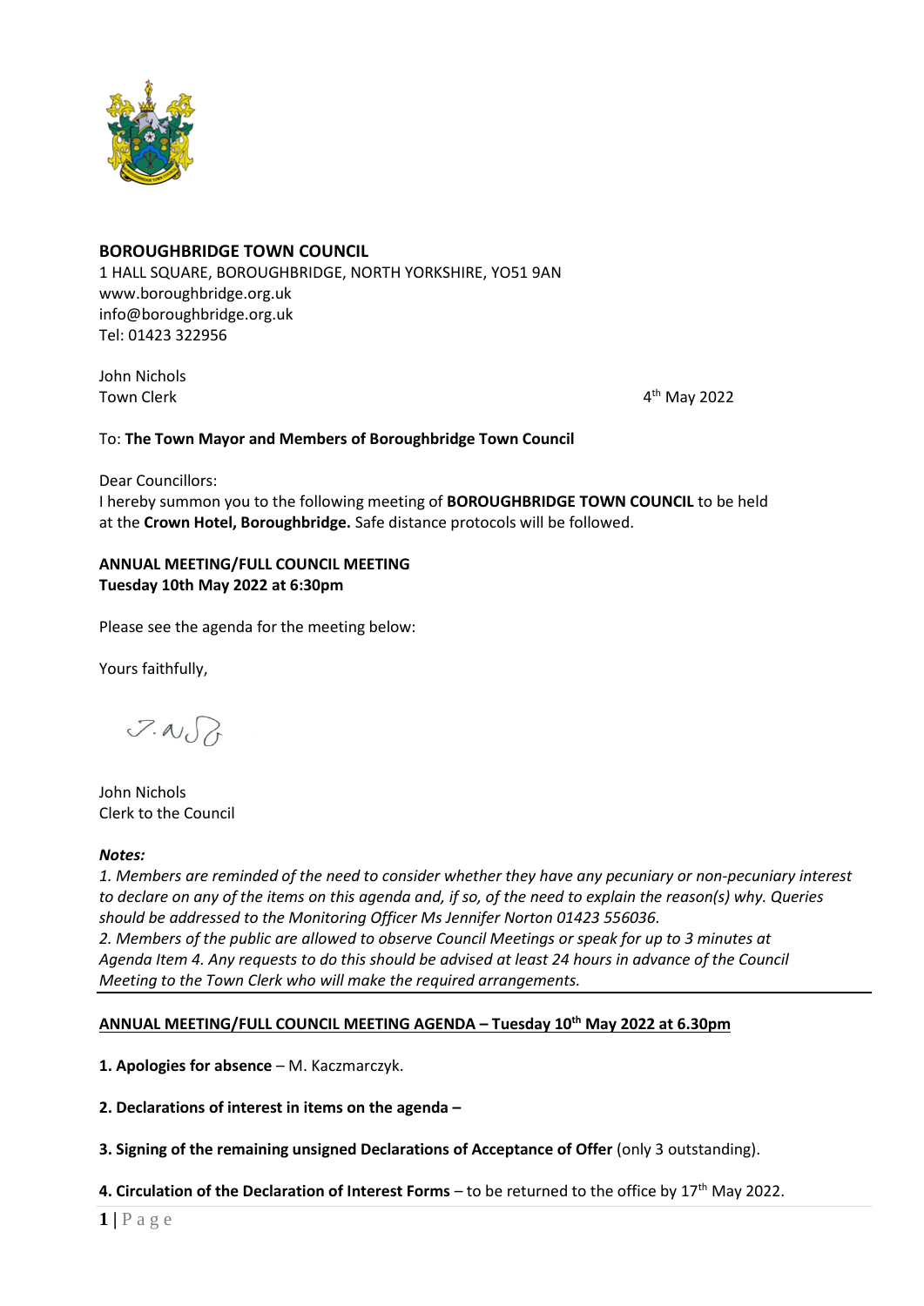**BOROUGHBRIDGE TOWN COUNCIL**
1 HALL SQUARE, BOROUGHBRIDGE, NORTH YORKSHIRE, YO51 9AN
www.boroughbridge.org.uk
info@boroughbridge.org.uk
Tel: 01423 322956

John Nichols
Town Clerk

4th May 2022

To: **The Town Mayor and Members of Boroughbridge Town Council**

Dear Councillors:
I hereby summon you to the following meeting of **BOROUGHBRIDGE TOWN COUNCIL** to be held at the **Crown Hotel, Boroughbridge.** Safe distance protocols will be followed.

**ANNUAL MEETING/FULL COUNCIL MEETING**
**Tuesday 10th May 2022 at 6:30pm**

Please see the agenda for the meeting below:

Yours faithfully,

John Nichols
Clerk to the Council

***Notes:***
*1. Members are reminded of the need to consider whether they have any pecuniary or non-pecuniary interest to declare on any of the items on this agenda and, if so, of the need to explain the reason(s) why. Queries should be addressed to the Monitoring Officer Ms Jennifer Norton 01423 556036.*
*2. Members of the public are allowed to observe Council Meetings or speak for up to 3 minutes at Agenda Item 4. Any requests to do this should be advised at least 24 hours in advance of the Council Meeting to the Town Clerk who will make the required arrangements.*

---

## ANNUAL MEETING/FULL COUNCIL MEETING AGENDA – Tuesday 10th May 2022 at 6.30pm

**1. Apologies for absence** – M. Kaczmarczyk.

**2. Declarations of interest in items on the agenda –**

**3. Signing of the remaining unsigned Declarations of Acceptance of Offer** (only 3 outstanding).

**4. Circulation of the Declaration of Interest Forms** – to be returned to the office by 17th May 2022.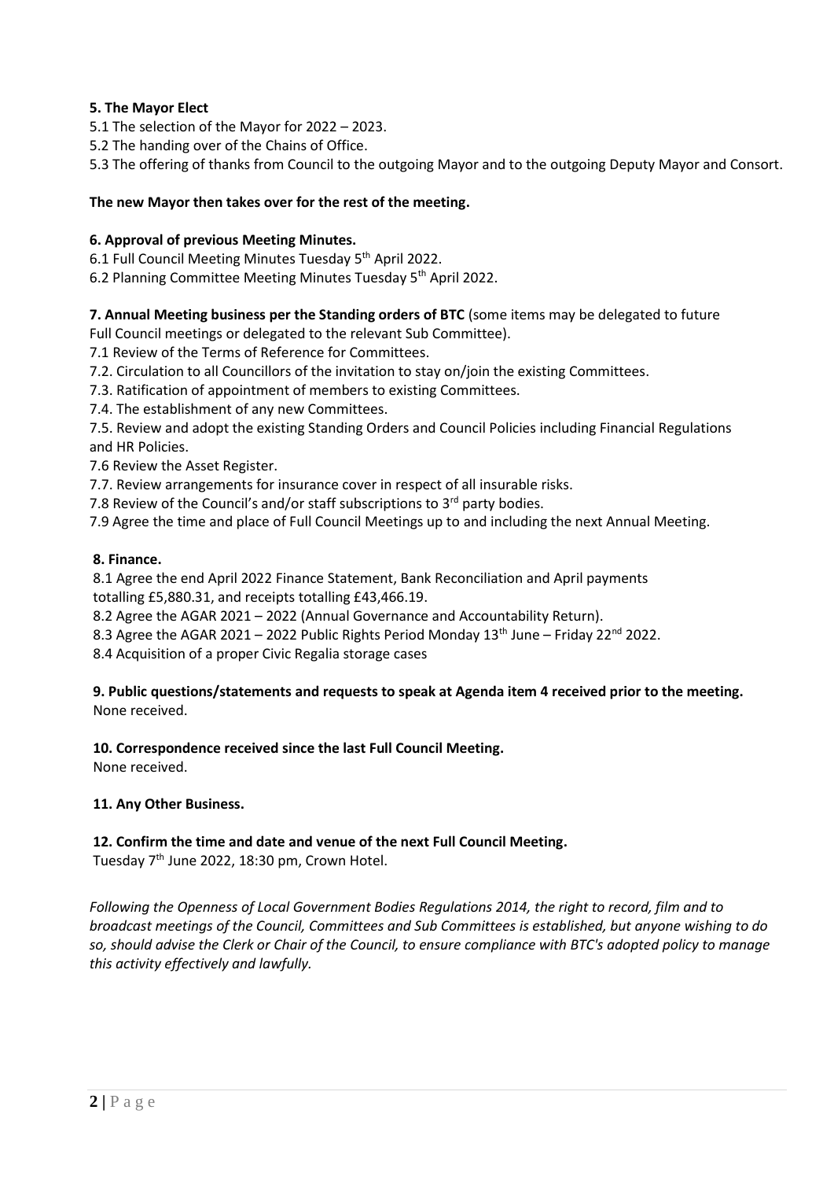**5. The Mayor Elect**

5.1 The selection of the Mayor for 2022 – 2023.

5.2 The handing over of the Chains of Office.

5.3 The offering of thanks from Council to the outgoing Mayor and to the outgoing Deputy Mayor and Consort.

**The new Mayor then takes over for the rest of the meeting.**

**6. Approval of previous Meeting Minutes.**

6.1 Full Council Meeting Minutes Tuesday 5th April 2022.

6.2 Planning Committee Meeting Minutes Tuesday 5th April 2022.

**7. Annual Meeting business per the Standing orders of BTC** (some items may be delegated to future Full Council meetings or delegated to the relevant Sub Committee).

7.1 Review of the Terms of Reference for Committees.

7.2. Circulation to all Councillors of the invitation to stay on/join the existing Committees.

7.3. Ratification of appointment of members to existing Committees.

7.4. The establishment of any new Committees.

7.5. Review and adopt the existing Standing Orders and Council Policies including Financial Regulations and HR Policies.

7.6 Review the Asset Register.

7.7. Review arrangements for insurance cover in respect of all insurable risks.

7.8 Review of the Council's and/or staff subscriptions to 3rd party bodies.

7.9 Agree the time and place of Full Council Meetings up to and including the next Annual Meeting.

**8. Finance.**

8.1 Agree the end April 2022 Finance Statement, Bank Reconciliation and April payments totalling £5,880.31, and receipts totalling £43,466.19.

8.2 Agree the AGAR 2021 – 2022 (Annual Governance and Accountability Return).

8.3 Agree the AGAR 2021 – 2022 Public Rights Period Monday 13th June – Friday 22nd 2022.

8.4 Acquisition of a proper Civic Regalia storage cases

**9. Public questions/statements and requests to speak at Agenda item 4 received prior to the meeting.**

None received.

**10. Correspondence received since the last Full Council Meeting.**

None received.

**11. Any Other Business.**

**12. Confirm the time and date and venue of the next Full Council Meeting.**

Tuesday 7th June 2022, 18:30 pm, Crown Hotel.

*Following the Openness of Local Government Bodies Regulations 2014, the right to record, film and to broadcast meetings of the Council, Committees and Sub Committees is established, but anyone wishing to do so, should advise the Clerk or Chair of the Council, to ensure compliance with BTC's adopted policy to manage this activity effectively and lawfully.*